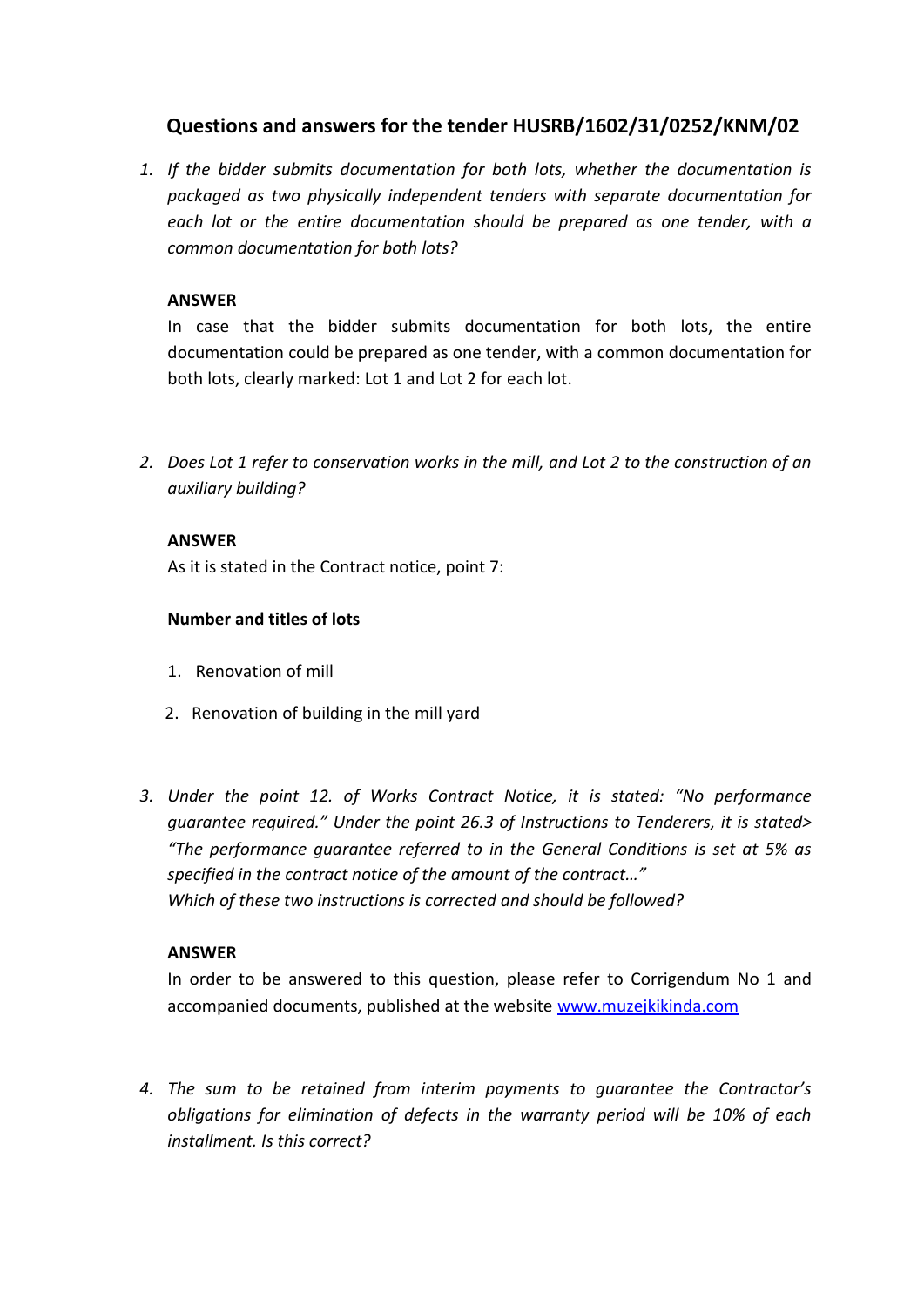## Questions and answers for the tender HUSRB/1602/31/0252/KNM/02

1. *If the bidder submits documentation for both lots, whether the documentation is packaged as two physically independent tenders with separate documentation for each lot or the entire documentation should be prepared as one tender, with a common documentation for both lots?*

   **ANSWER**

   In case that the bidder submits documentation for both lots, the entire documentation could be prepared as one tender, with a common documentation for both lots, clearly marked: Lot 1 and Lot 2 for each lot.

2. *Does Lot 1 refer to conservation works in the mill, and Lot 2 to the construction of an auxiliary building?*

   **ANSWER**

   As it is stated in the Contract notice, point 7:

   **Number and titles of lots**

   1. Renovation of mill
   2. Renovation of building in the mill yard

3. *Under the point 12. of Works Contract Notice, it is stated: "No performance guarantee required." Under the point 26.3 of Instructions to Tenderers, it is stated> "The performance guarantee referred to in the General Conditions is set at 5% as specified in the contract notice of the amount of the contract…"*
   *Which of these two instructions is corrected and should be followed?*

   **ANSWER**

   In order to be answered to this question, please refer to Corrigendum No 1 and accompanied documents, published at the website [www.muzejkikinda.com](www.muzejkikinda.com)

4. *The sum to be retained from interim payments to guarantee the Contractor's obligations for elimination of defects in the warranty period will be 10% of each installment. Is this correct?*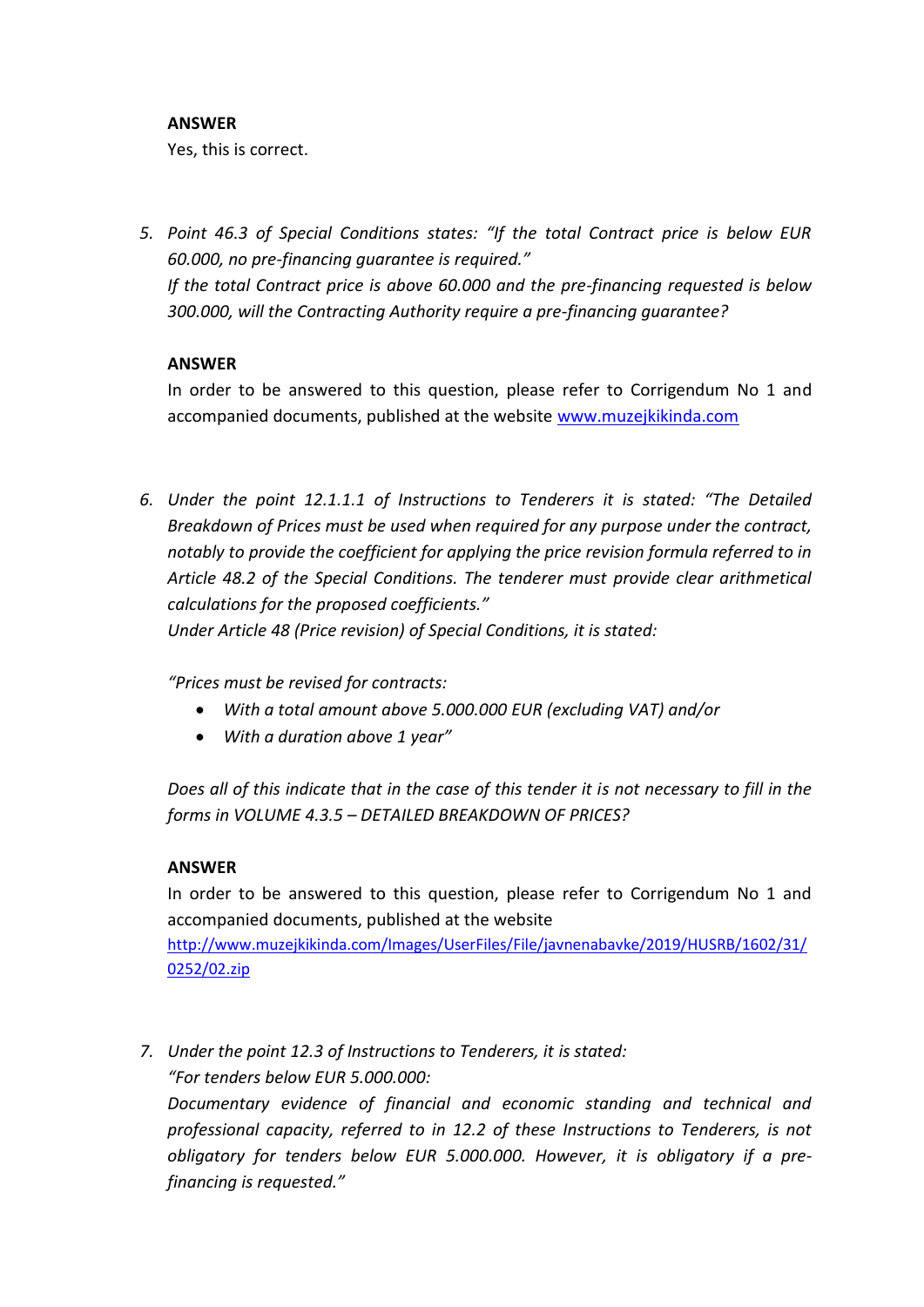**ANSWER**

Yes, this is correct.

5. *Point 46.3 of Special Conditions states: "If the total Contract price is below EUR 60.000, no pre-financing guarantee is required."*
   *If the total Contract price is above 60.000 and the pre-financing requested is below 300.000, will the Contracting Authority require a pre-financing guarantee?*

   **ANSWER**

   In order to be answered to this question, please refer to Corrigendum No 1 and accompanied documents, published at the website [www.muzejkikinda.com](http://www.muzejkikinda.com)

6. *Under the point 12.1.1.1 of Instructions to Tenderers it is stated: "The Detailed Breakdown of Prices must be used when required for any purpose under the contract, notably to provide the coefficient for applying the price revision formula referred to in Article 48.2 of the Special Conditions. The tenderer must provide clear arithmetical calculations for the proposed coefficients."*
   *Under Article 48 (Price revision) of Special Conditions, it is stated:*

   *"Prices must be revised for contracts:*
   - *With a total amount above 5.000.000 EUR (excluding VAT) and/or*
   - *With a duration above 1 year"*

   *Does all of this indicate that in the case of this tender it is not necessary to fill in the forms in VOLUME 4.3.5 – DETAILED BREAKDOWN OF PRICES?*

   **ANSWER**

   In order to be answered to this question, please refer to Corrigendum No 1 and accompanied documents, published at the website [http://www.muzejkikinda.com/Images/UserFiles/File/javnenabavke/2019/HUSRB/1602/31/0252/02.zip](http://www.muzejkikinda.com/Images/UserFiles/File/javnenabavke/2019/HUSRB/1602/31/0252/02.zip)

7. *Under the point 12.3 of Instructions to Tenderers, it is stated:*
   *"For tenders below EUR 5.000.000:*
   *Documentary evidence of financial and economic standing and technical and professional capacity, referred to in 12.2 of these Instructions to Tenderers, is not obligatory for tenders below EUR 5.000.000. However, it is obligatory if a pre-financing is requested."*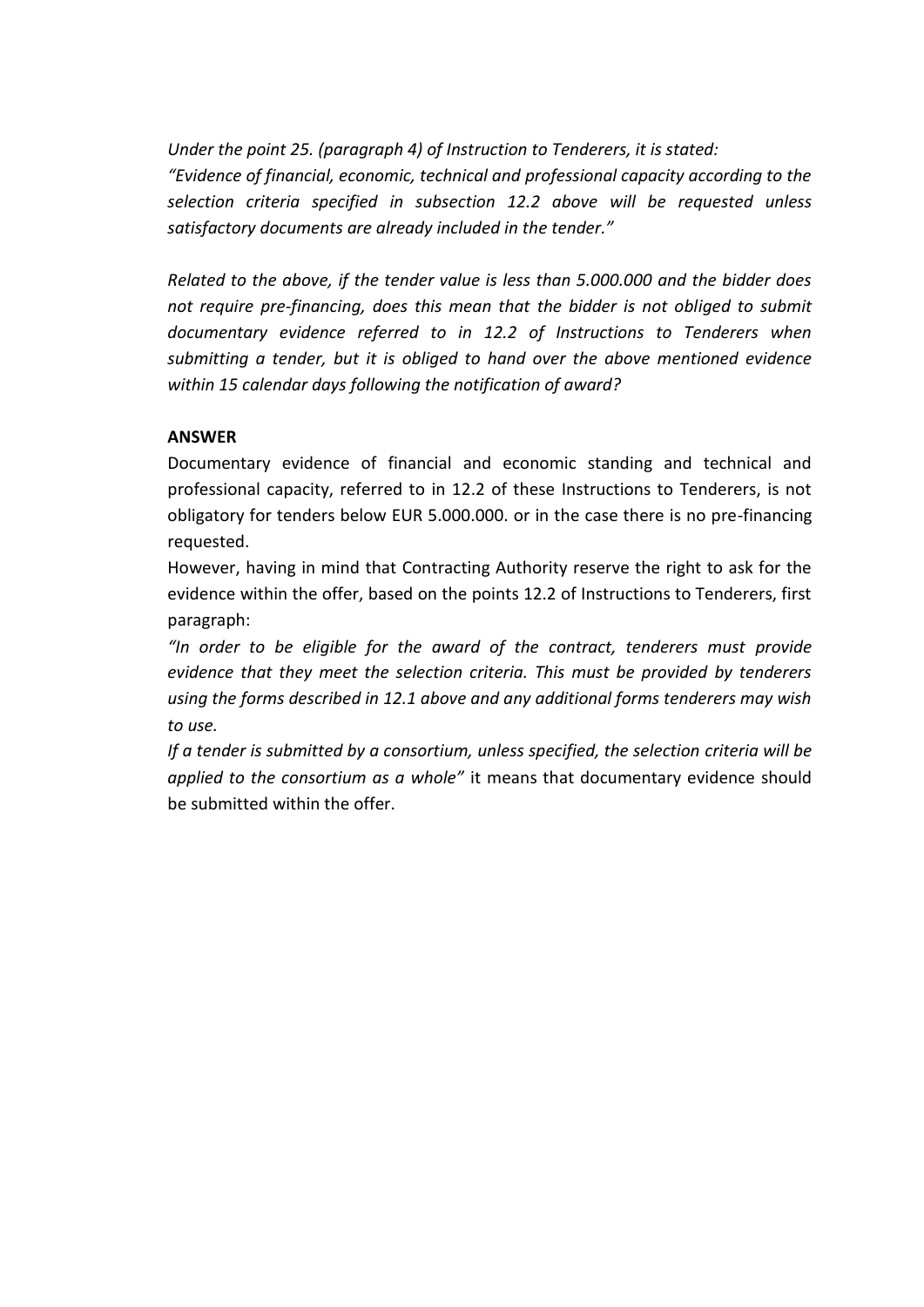*Under the point 25. (paragraph 4) of Instruction to Tenderers, it is stated:*
*"Evidence of financial, economic, technical and professional capacity according to the selection criteria specified in subsection 12.2 above will be requested unless satisfactory documents are already included in the tender."*

*Related to the above, if the tender value is less than 5.000.000 and the bidder does not require pre-financing, does this mean that the bidder is not obliged to submit documentary evidence referred to in 12.2 of Instructions to Tenderers when submitting a tender, but it is obliged to hand over the above mentioned evidence within 15 calendar days following the notification of award?*

**ANSWER**

Documentary evidence of financial and economic standing and technical and professional capacity, referred to in 12.2 of these Instructions to Tenderers, is not obligatory for tenders below EUR 5.000.000. or in the case there is no pre-financing requested.

However, having in mind that Contracting Authority reserve the right to ask for the evidence within the offer, based on the points 12.2 of Instructions to Tenderers, first paragraph:

*"In order to be eligible for the award of the contract, tenderers must provide evidence that they meet the selection criteria. This must be provided by tenderers using the forms described in 12.1 above and any additional forms tenderers may wish to use.*
*If a tender is submitted by a consortium, unless specified, the selection criteria will be applied to the consortium as a whole"* it means that documentary evidence should be submitted within the offer.